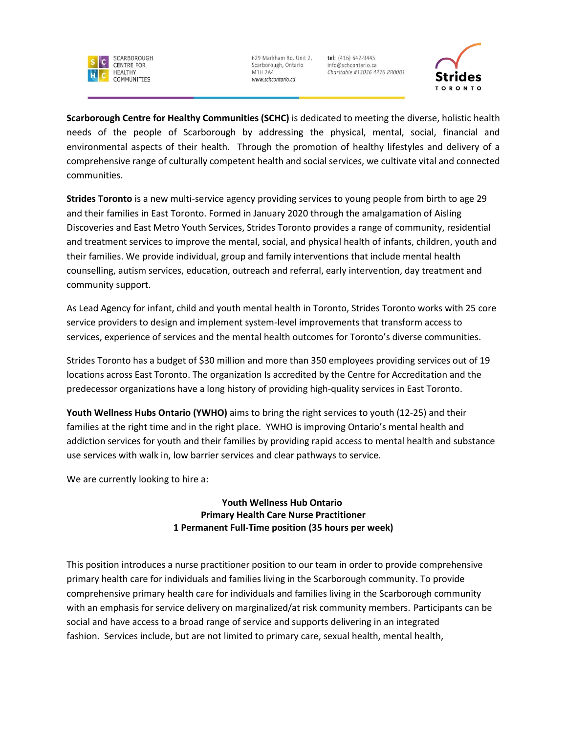SCARBOROUGH CENTRE FOR HEALTHY COMMUNITIES

629 Markham Rd. Unit 2,
Scarborough, Ontario
M1H 2A4
www.schcontario.ca

tel: (416) 642-9445
info@schcontario.ca
Charitable #13036 4276 RR0001

Strides TORONTO

**Scarborough Centre for Healthy Communities (SCHC)** is dedicated to meeting the diverse, holistic health needs of the people of Scarborough by addressing the physical, mental, social, financial and environmental aspects of their health. Through the promotion of healthy lifestyles and delivery of a comprehensive range of culturally competent health and social services, we cultivate vital and connected communities.

**Strides Toronto** is a new multi-service agency providing services to young people from birth to age 29 and their families in East Toronto. Formed in January 2020 through the amalgamation of Aisling Discoveries and East Metro Youth Services, Strides Toronto provides a range of community, residential and treatment services to improve the mental, social, and physical health of infants, children, youth and their families. We provide individual, group and family interventions that include mental health counselling, autism services, education, outreach and referral, early intervention, day treatment and community support.

As Lead Agency for infant, child and youth mental health in Toronto, Strides Toronto works with 25 core service providers to design and implement system-level improvements that transform access to services, experience of services and the mental health outcomes for Toronto's diverse communities.

Strides Toronto has a budget of $30 million and more than 350 employees providing services out of 19 locations across East Toronto. The organization Is accredited by the Centre for Accreditation and the predecessor organizations have a long history of providing high-quality services in East Toronto.

**Youth Wellness Hubs Ontario (YWHO)** aims to bring the right services to youth (12-25) and their families at the right time and in the right place. YWHO is improving Ontario's mental health and addiction services for youth and their families by providing rapid access to mental health and substance use services with walk in, low barrier services and clear pathways to service.

We are currently looking to hire a:

**Youth Wellness Hub Ontario**
**Primary Health Care Nurse Practitioner**
**1 Permanent Full-Time position (35 hours per week)**

This position introduces a nurse practitioner position to our team in order to provide comprehensive primary health care for individuals and families living in the Scarborough community. To provide comprehensive primary health care for individuals and families living in the Scarborough community with an emphasis for service delivery on marginalized/at risk community members. Participants can be social and have access to a broad range of service and supports delivering in an integrated fashion. Services include, but are not limited to primary care, sexual health, mental health,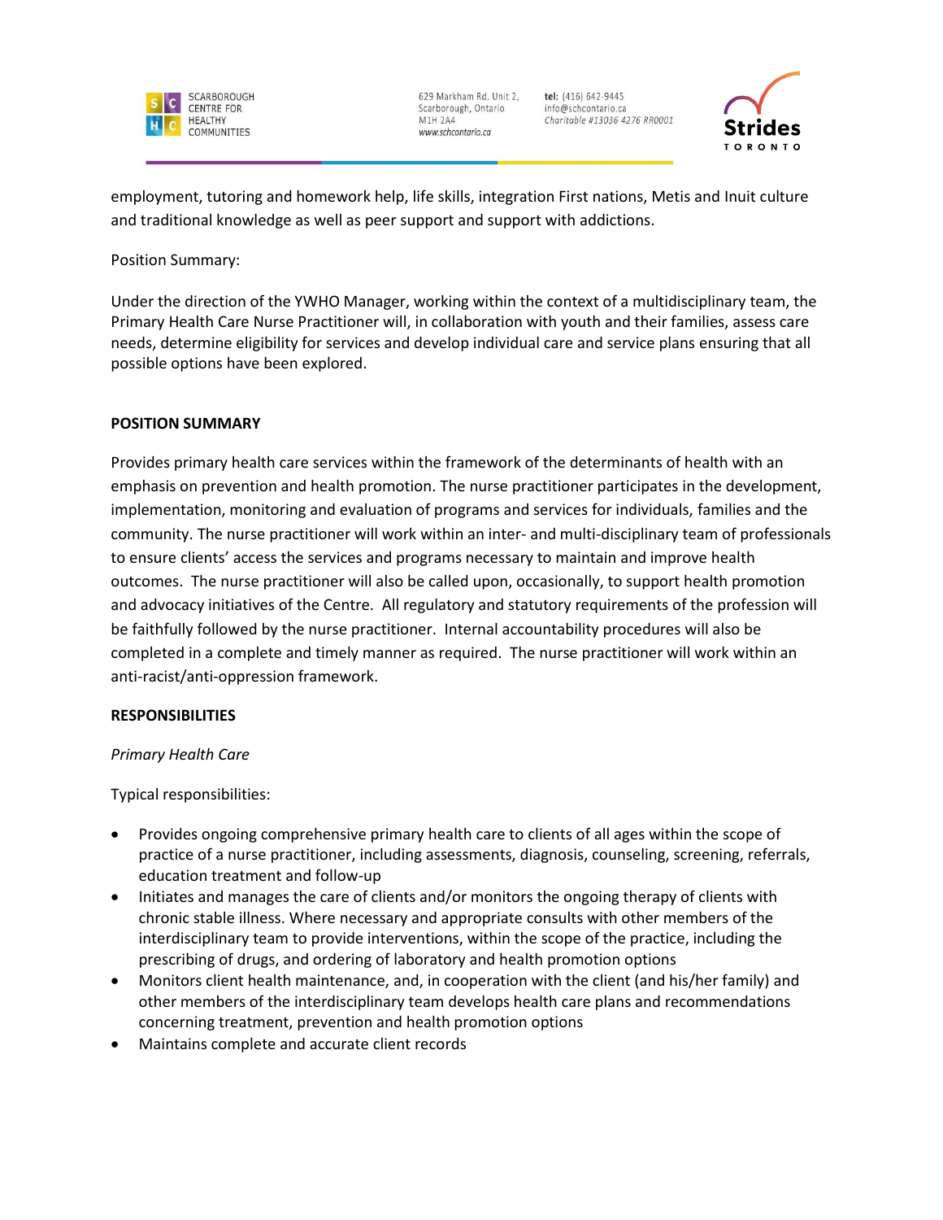employment, tutoring and homework help, life skills, integration First nations, Metis and Inuit culture and traditional knowledge as well as peer support and support with addictions.

Position Summary:

Under the direction of the YWHO Manager, working within the context of a multidisciplinary team, the Primary Health Care Nurse Practitioner will, in collaboration with youth and their families, assess care needs, determine eligibility for services and develop individual care and service plans ensuring that all possible options have been explored.

**POSITION SUMMARY**

Provides primary health care services within the framework of the determinants of health with an emphasis on prevention and health promotion. The nurse practitioner participates in the development, implementation, monitoring and evaluation of programs and services for individuals, families and the community. The nurse practitioner will work within an inter- and multi-disciplinary team of professionals to ensure clients' access the services and programs necessary to maintain and improve health outcomes. The nurse practitioner will also be called upon, occasionally, to support health promotion and advocacy initiatives of the Centre. All regulatory and statutory requirements of the profession will be faithfully followed by the nurse practitioner. Internal accountability procedures will also be completed in a complete and timely manner as required. The nurse practitioner will work within an anti-racist/anti-oppression framework.

**RESPONSIBILITIES**

*Primary Health Care*

Typical responsibilities:

- Provides ongoing comprehensive primary health care to clients of all ages within the scope of practice of a nurse practitioner, including assessments, diagnosis, counseling, screening, referrals, education treatment and follow-up
- Initiates and manages the care of clients and/or monitors the ongoing therapy of clients with chronic stable illness. Where necessary and appropriate consults with other members of the interdisciplinary team to provide interventions, within the scope of the practice, including the prescribing of drugs, and ordering of laboratory and health promotion options
- Monitors client health maintenance, and, in cooperation with the client (and his/her family) and other members of the interdisciplinary team develops health care plans and recommendations concerning treatment, prevention and health promotion options
- Maintains complete and accurate client records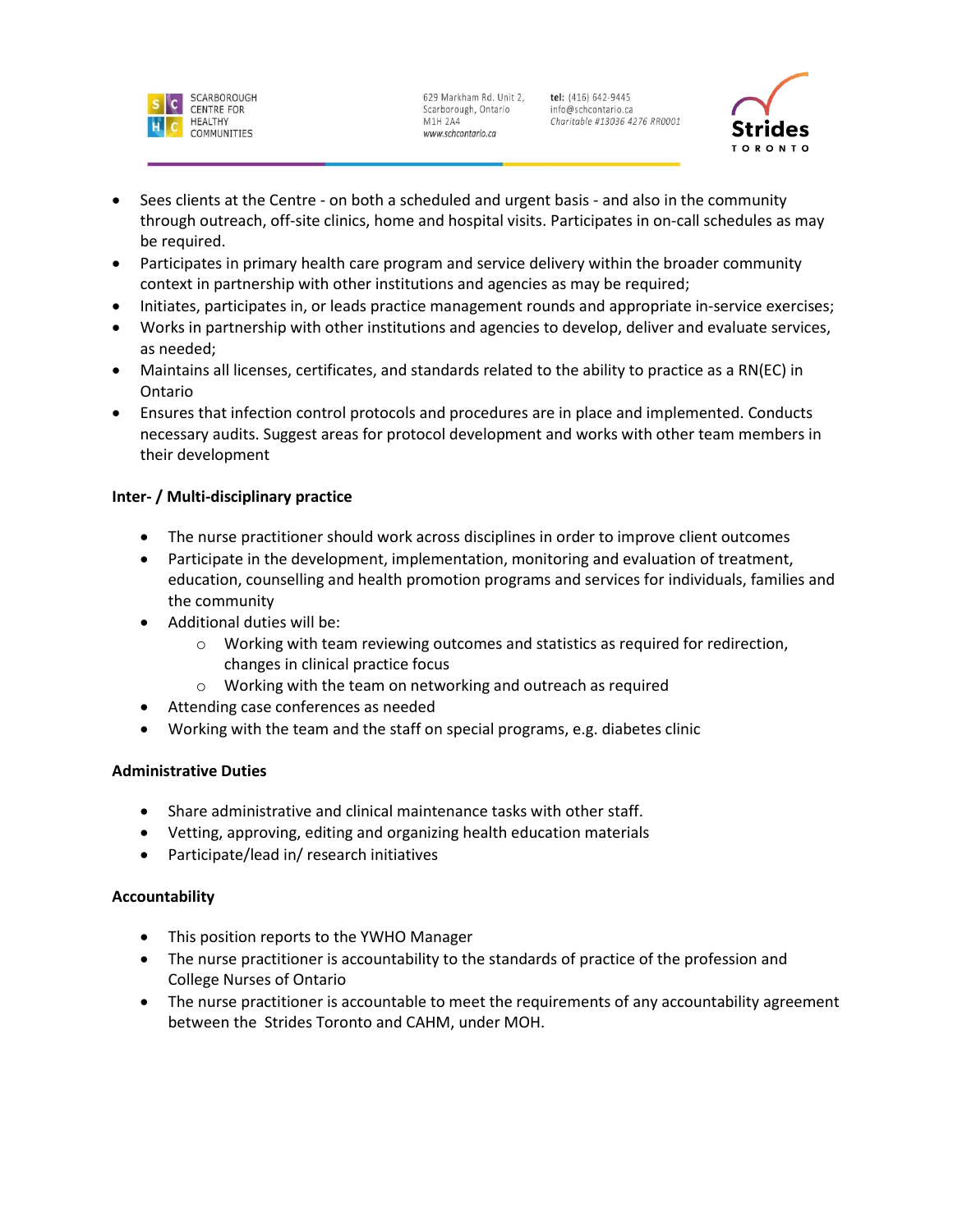- Sees clients at the Centre - on both a scheduled and urgent basis - and also in the community through outreach, off-site clinics, home and hospital visits. Participates in on-call schedules as may be required.
- Participates in primary health care program and service delivery within the broader community context in partnership with other institutions and agencies as may be required;
- Initiates, participates in, or leads practice management rounds and appropriate in-service exercises;
- Works in partnership with other institutions and agencies to develop, deliver and evaluate services, as needed;
- Maintains all licenses, certificates, and standards related to the ability to practice as a RN(EC) in Ontario
- Ensures that infection control protocols and procedures are in place and implemented. Conducts necessary audits. Suggest areas for protocol development and works with other team members in their development

**Inter- / Multi-disciplinary practice**

- The nurse practitioner should work across disciplines in order to improve client outcomes
- Participate in the development, implementation, monitoring and evaluation of treatment, education, counselling and health promotion programs and services for individuals, families and the community
- Additional duties will be:
  - Working with team reviewing outcomes and statistics as required for redirection, changes in clinical practice focus
  - Working with the team on networking and outreach as required
- Attending case conferences as needed
- Working with the team and the staff on special programs, e.g. diabetes clinic

**Administrative Duties**

- Share administrative and clinical maintenance tasks with other staff.
- Vetting, approving, editing and organizing health education materials
- Participate/lead in/ research initiatives

**Accountability**

- This position reports to the YWHO Manager
- The nurse practitioner is accountability to the standards of practice of the profession and College Nurses of Ontario
- The nurse practitioner is accountable to meet the requirements of any accountability agreement between the Strides Toronto and CAHM, under MOH.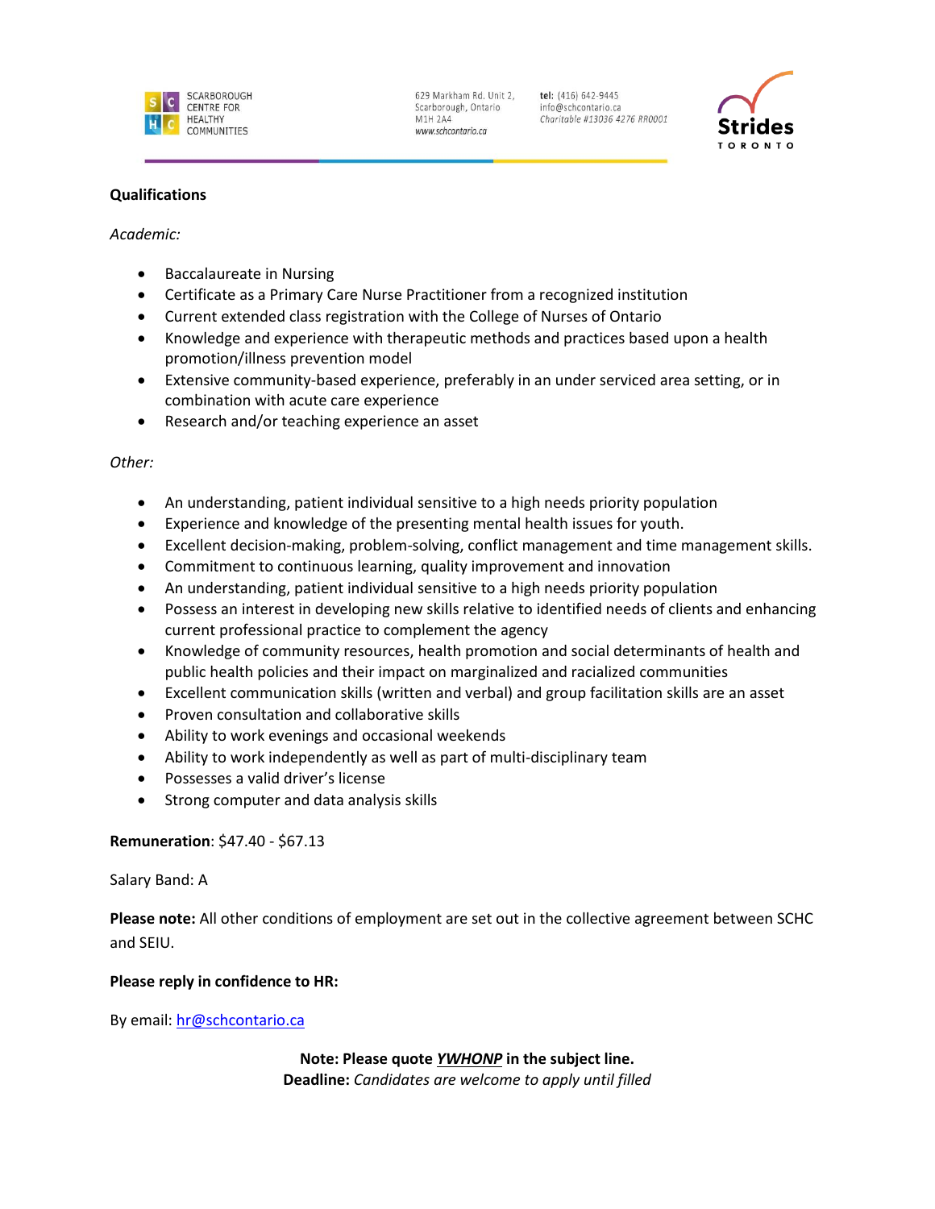**Qualifications**

*Academic:*

- Baccalaureate in Nursing
- Certificate as a Primary Care Nurse Practitioner from a recognized institution
- Current extended class registration with the College of Nurses of Ontario
- Knowledge and experience with therapeutic methods and practices based upon a health promotion/illness prevention model
- Extensive community-based experience, preferably in an under serviced area setting, or in combination with acute care experience
- Research and/or teaching experience an asset

*Other:*

- An understanding, patient individual sensitive to a high needs priority population
- Experience and knowledge of the presenting mental health issues for youth.
- Excellent decision-making, problem-solving, conflict management and time management skills.
- Commitment to continuous learning, quality improvement and innovation
- An understanding, patient individual sensitive to a high needs priority population
- Possess an interest in developing new skills relative to identified needs of clients and enhancing current professional practice to complement the agency
- Knowledge of community resources, health promotion and social determinants of health and public health policies and their impact on marginalized and racialized communities
- Excellent communication skills (written and verbal) and group facilitation skills are an asset
- Proven consultation and collaborative skills
- Ability to work evenings and occasional weekends
- Ability to work independently as well as part of multi-disciplinary team
- Possesses a valid driver's license
- Strong computer and data analysis skills

**Remuneration**: $47.40 - $67.13

Salary Band: A

**Please note:** All other conditions of employment are set out in the collective agreement between SCHC and SEIU.

**Please reply in confidence to HR:**

By email: hr@schcontario.ca

**Note: Please quote *YWHONP* in the subject line.**
**Deadline:** *Candidates are welcome to apply until filled*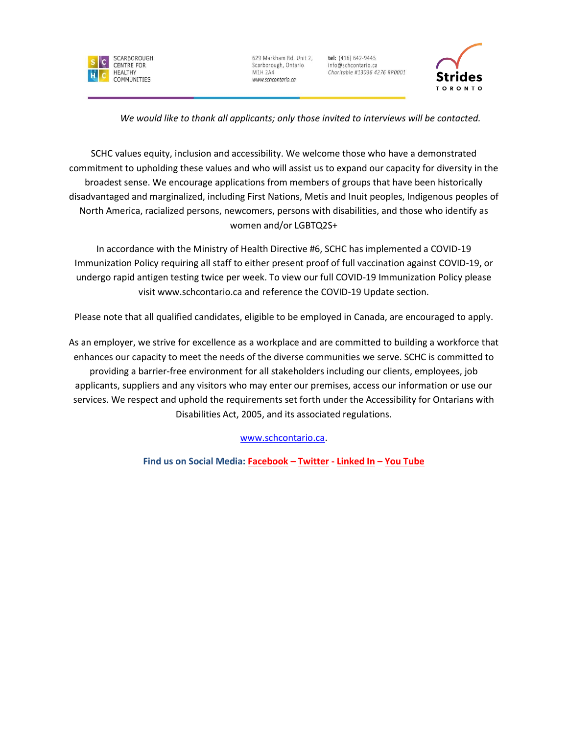*We would like to thank all applicants; only those invited to interviews will be contacted.*

SCHC values equity, inclusion and accessibility. We welcome those who have a demonstrated commitment to upholding these values and who will assist us to expand our capacity for diversity in the broadest sense. We encourage applications from members of groups that have been historically disadvantaged and marginalized, including First Nations, Metis and Inuit peoples, Indigenous peoples of North America, racialized persons, newcomers, persons with disabilities, and those who identify as women and/or LGBTQ2S+

In accordance with the Ministry of Health Directive #6, SCHC has implemented a COVID-19 Immunization Policy requiring all staff to either present proof of full vaccination against COVID-19, or undergo rapid antigen testing twice per week. To view our full COVID-19 Immunization Policy please visit www.schcontario.ca and reference the COVID-19 Update section.

Please note that all qualified candidates, eligible to be employed in Canada, are encouraged to apply.

As an employer, we strive for excellence as a workplace and are committed to building a workforce that enhances our capacity to meet the needs of the diverse communities we serve. SCHC is committed to providing a barrier-free environment for all stakeholders including our clients, employees, job applicants, suppliers and any visitors who may enter our premises, access our information or use our services. We respect and uphold the requirements set forth under the Accessibility for Ontarians with Disabilities Act, 2005, and its associated regulations.

www.schcontario.ca.

**Find us on Social Media: Facebook – Twitter - Linked In – You Tube**